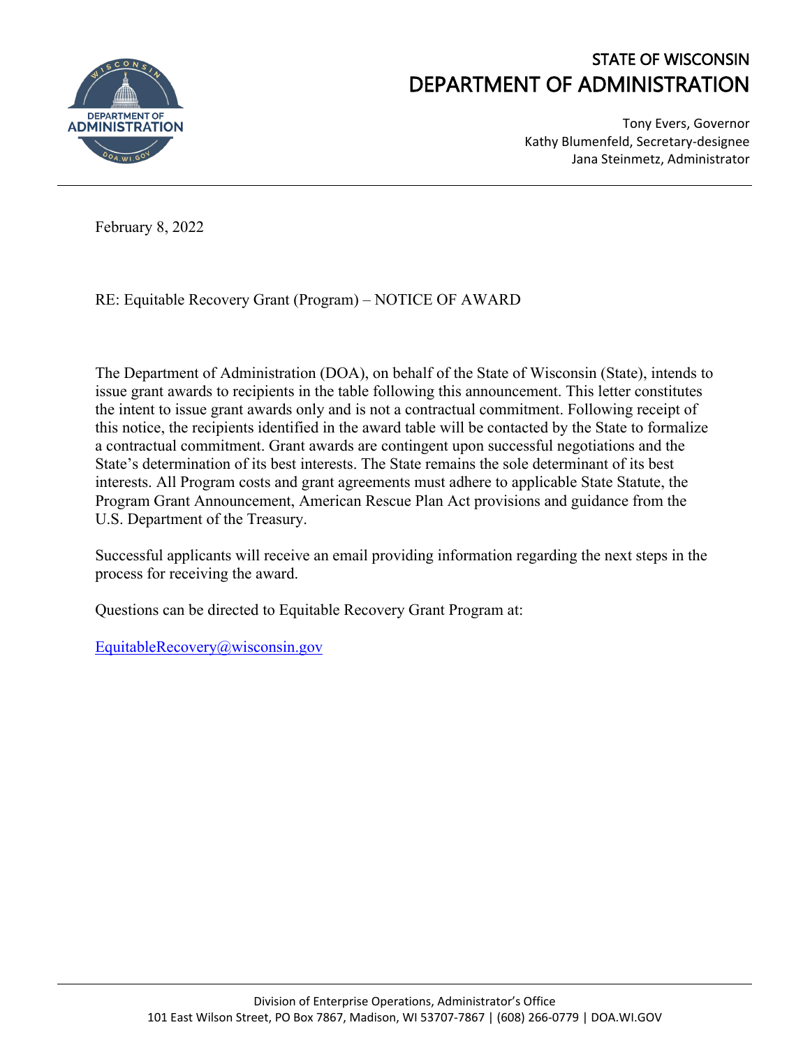# STATE OF WISCONSIN
# DEPARTMENT OF ADMINISTRATION

Tony Evers, Governor
Kathy Blumenfeld, Secretary-designee
Jana Steinmetz, Administrator

February 8, 2022

RE: Equitable Recovery Grant (Program) – NOTICE OF AWARD

The Department of Administration (DOA), on behalf of the State of Wisconsin (State), intends to issue grant awards to recipients in the table following this announcement. This letter constitutes the intent to issue grant awards only and is not a contractual commitment. Following receipt of this notice, the recipients identified in the award table will be contacted by the State to formalize a contractual commitment. Grant awards are contingent upon successful negotiations and the State's determination of its best interests. The State remains the sole determinant of its best interests. All Program costs and grant agreements must adhere to applicable State Statute, the Program Grant Announcement, American Rescue Plan Act provisions and guidance from the U.S. Department of the Treasury.

Successful applicants will receive an email providing information regarding the next steps in the process for receiving the award.

Questions can be directed to Equitable Recovery Grant Program at:

EquitableRecovery@wisconsin.gov

Division of Enterprise Operations, Administrator's Office
101 East Wilson Street, PO Box 7867, Madison, WI 53707-7867 | (608) 266-0779 | DOA.WI.GOV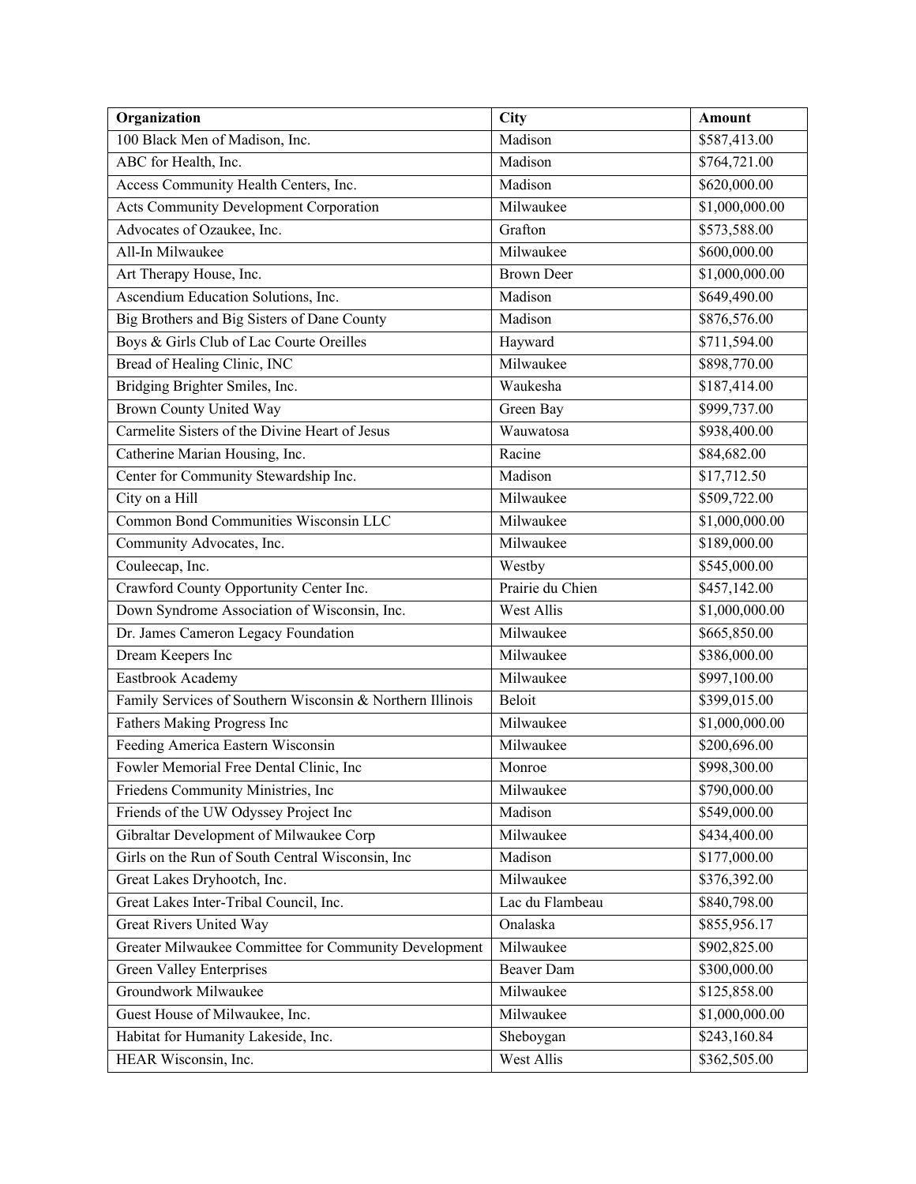| Organization | City | Amount |
| --- | --- | --- |
| 100 Black Men of Madison, Inc. | Madison | $587,413.00 |
| ABC for Health, Inc. | Madison | $764,721.00 |
| Access Community Health Centers, Inc. | Madison | $620,000.00 |
| Acts Community Development Corporation | Milwaukee | $1,000,000.00 |
| Advocates of Ozaukee, Inc. | Grafton | $573,588.00 |
| All-In Milwaukee | Milwaukee | $600,000.00 |
| Art Therapy House, Inc. | Brown Deer | $1,000,000.00 |
| Ascendium Education Solutions, Inc. | Madison | $649,490.00 |
| Big Brothers and Big Sisters of Dane County | Madison | $876,576.00 |
| Boys & Girls Club of Lac Courte Oreilles | Hayward | $711,594.00 |
| Bread of Healing Clinic, INC | Milwaukee | $898,770.00 |
| Bridging Brighter Smiles, Inc. | Waukesha | $187,414.00 |
| Brown County United Way | Green Bay | $999,737.00 |
| Carmelite Sisters of the Divine Heart of Jesus | Wauwatosa | $938,400.00 |
| Catherine Marian Housing, Inc. | Racine | $84,682.00 |
| Center for Community Stewardship Inc. | Madison | $17,712.50 |
| City on a Hill | Milwaukee | $509,722.00 |
| Common Bond Communities Wisconsin LLC | Milwaukee | $1,000,000.00 |
| Community Advocates, Inc. | Milwaukee | $189,000.00 |
| Couleecap, Inc. | Westby | $545,000.00 |
| Crawford County Opportunity Center Inc. | Prairie du Chien | $457,142.00 |
| Down Syndrome Association of Wisconsin, Inc. | West Allis | $1,000,000.00 |
| Dr. James Cameron Legacy Foundation | Milwaukee | $665,850.00 |
| Dream Keepers Inc | Milwaukee | $386,000.00 |
| Eastbrook Academy | Milwaukee | $997,100.00 |
| Family Services of Southern Wisconsin & Northern Illinois | Beloit | $399,015.00 |
| Fathers Making Progress Inc | Milwaukee | $1,000,000.00 |
| Feeding America Eastern Wisconsin | Milwaukee | $200,696.00 |
| Fowler Memorial Free Dental Clinic, Inc | Monroe | $998,300.00 |
| Friedens Community Ministries, Inc | Milwaukee | $790,000.00 |
| Friends of the UW Odyssey Project Inc | Madison | $549,000.00 |
| Gibraltar Development of Milwaukee Corp | Milwaukee | $434,400.00 |
| Girls on the Run of South Central Wisconsin, Inc | Madison | $177,000.00 |
| Great Lakes Dryhootch, Inc. | Milwaukee | $376,392.00 |
| Great Lakes Inter-Tribal Council, Inc. | Lac du Flambeau | $840,798.00 |
| Great Rivers United Way | Onalaska | $855,956.17 |
| Greater Milwaukee Committee for Community Development | Milwaukee | $902,825.00 |
| Green Valley Enterprises | Beaver Dam | $300,000.00 |
| Groundwork Milwaukee | Milwaukee | $125,858.00 |
| Guest House of Milwaukee, Inc. | Milwaukee | $1,000,000.00 |
| Habitat for Humanity Lakeside, Inc. | Sheboygan | $243,160.84 |
| HEAR Wisconsin, Inc. | West Allis | $362,505.00 |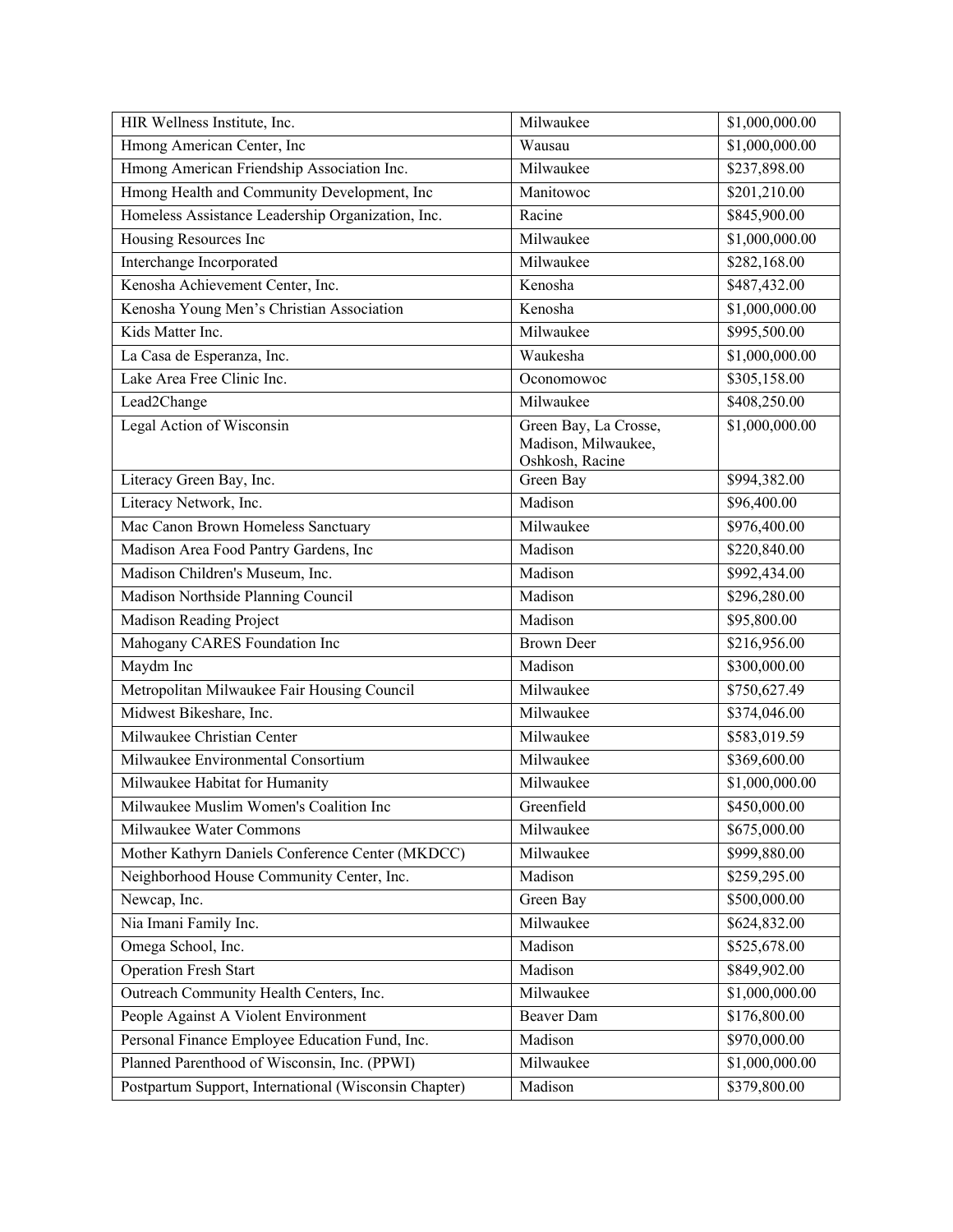| HIR Wellness Institute, Inc. | Milwaukee | $1,000,000.00 |
|---|---|---|
| Hmong American Center, Inc | Wausau | $1,000,000.00 |
| Hmong American Friendship Association Inc. | Milwaukee | $237,898.00 |
| Hmong Health and Community Development, Inc | Manitowoc | $201,210.00 |
| Homeless Assistance Leadership Organization, Inc. | Racine | $845,900.00 |
| Housing Resources Inc | Milwaukee | $1,000,000.00 |
| Interchange Incorporated | Milwaukee | $282,168.00 |
| Kenosha Achievement Center, Inc. | Kenosha | $487,432.00 |
| Kenosha Young Men's Christian Association | Kenosha | $1,000,000.00 |
| Kids Matter Inc. | Milwaukee | $995,500.00 |
| La Casa de Esperanza, Inc. | Waukesha | $1,000,000.00 |
| Lake Area Free Clinic Inc. | Oconomowoc | $305,158.00 |
| Lead2Change | Milwaukee | $408,250.00 |
| Legal Action of Wisconsin | Green Bay, La Crosse, Madison, Milwaukee, Oshkosh, Racine | $1,000,000.00 |
| Literacy Green Bay, Inc. | Green Bay | $994,382.00 |
| Literacy Network, Inc. | Madison | $96,400.00 |
| Mac Canon Brown Homeless Sanctuary | Milwaukee | $976,400.00 |
| Madison Area Food Pantry Gardens, Inc | Madison | $220,840.00 |
| Madison Children's Museum, Inc. | Madison | $992,434.00 |
| Madison Northside Planning Council | Madison | $296,280.00 |
| Madison Reading Project | Madison | $95,800.00 |
| Mahogany CARES Foundation Inc | Brown Deer | $216,956.00 |
| Maydm Inc | Madison | $300,000.00 |
| Metropolitan Milwaukee Fair Housing Council | Milwaukee | $750,627.49 |
| Midwest Bikeshare, Inc. | Milwaukee | $374,046.00 |
| Milwaukee Christian Center | Milwaukee | $583,019.59 |
| Milwaukee Environmental Consortium | Milwaukee | $369,600.00 |
| Milwaukee Habitat for Humanity | Milwaukee | $1,000,000.00 |
| Milwaukee Muslim Women's Coalition Inc | Greenfield | $450,000.00 |
| Milwaukee Water Commons | Milwaukee | $675,000.00 |
| Mother Kathyrn Daniels Conference Center (MKDCC) | Milwaukee | $999,880.00 |
| Neighborhood House Community Center, Inc. | Madison | $259,295.00 |
| Newcap, Inc. | Green Bay | $500,000.00 |
| Nia Imani Family Inc. | Milwaukee | $624,832.00 |
| Omega School, Inc. | Madison | $525,678.00 |
| Operation Fresh Start | Madison | $849,902.00 |
| Outreach Community Health Centers, Inc. | Milwaukee | $1,000,000.00 |
| People Against A Violent Environment | Beaver Dam | $176,800.00 |
| Personal Finance Employee Education Fund, Inc. | Madison | $970,000.00 |
| Planned Parenthood of Wisconsin, Inc. (PPWI) | Milwaukee | $1,000,000.00 |
| Postpartum Support, International (Wisconsin Chapter) | Madison | $379,800.00 |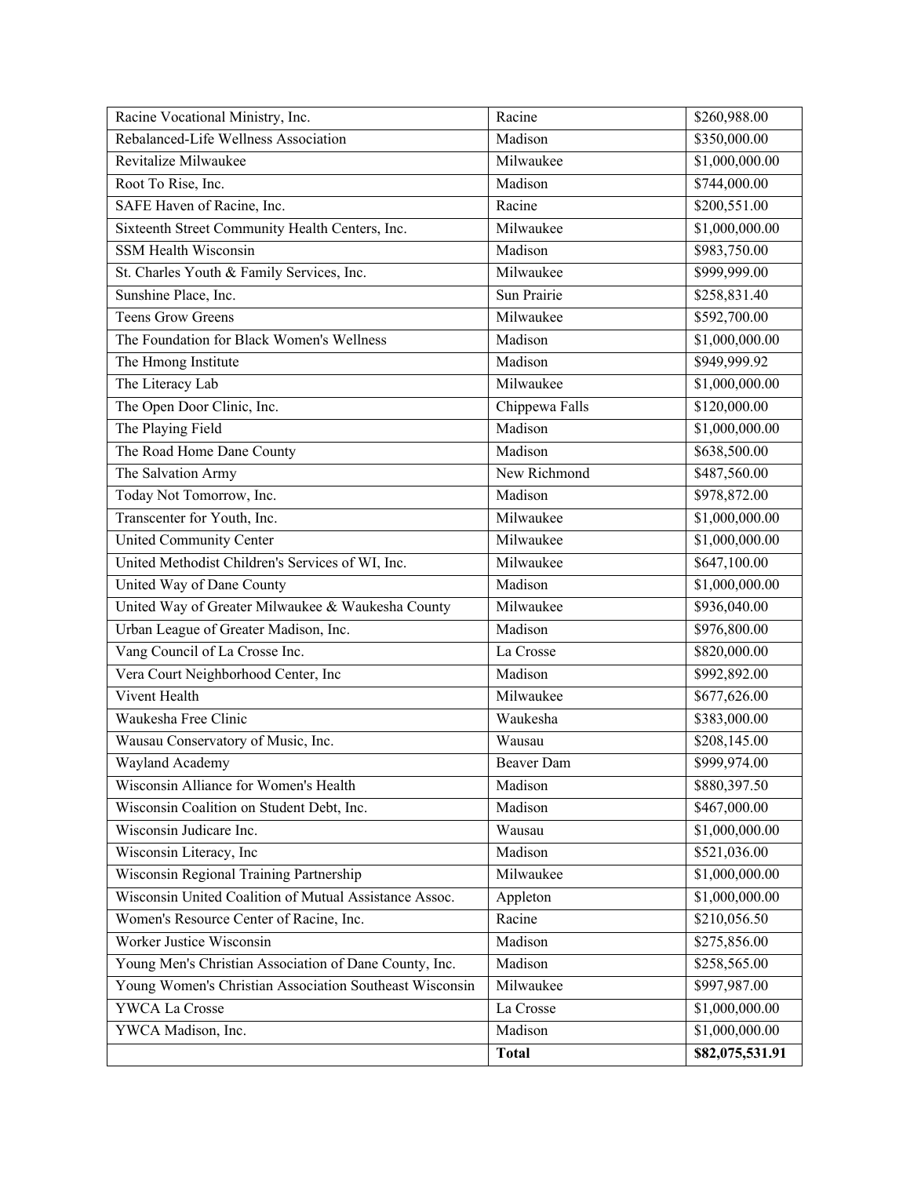| | | |
|---|---|---|
| Racine Vocational Ministry, Inc. | Racine | $260,988.00 |
| Rebalanced-Life Wellness Association | Madison | $350,000.00 |
| Revitalize Milwaukee | Milwaukee | $1,000,000.00 |
| Root To Rise, Inc. | Madison | $744,000.00 |
| SAFE Haven of Racine, Inc. | Racine | $200,551.00 |
| Sixteenth Street Community Health Centers, Inc. | Milwaukee | $1,000,000.00 |
| SSM Health Wisconsin | Madison | $983,750.00 |
| St. Charles Youth & Family Services, Inc. | Milwaukee | $999,999.00 |
| Sunshine Place, Inc. | Sun Prairie | $258,831.40 |
| Teens Grow Greens | Milwaukee | $592,700.00 |
| The Foundation for Black Women's Wellness | Madison | $1,000,000.00 |
| The Hmong Institute | Madison | $949,999.92 |
| The Literacy Lab | Milwaukee | $1,000,000.00 |
| The Open Door Clinic, Inc. | Chippewa Falls | $120,000.00 |
| The Playing Field | Madison | $1,000,000.00 |
| The Road Home Dane County | Madison | $638,500.00 |
| The Salvation Army | New Richmond | $487,560.00 |
| Today Not Tomorrow, Inc. | Madison | $978,872.00 |
| Transcenter for Youth, Inc. | Milwaukee | $1,000,000.00 |
| United Community Center | Milwaukee | $1,000,000.00 |
| United Methodist Children's Services of WI, Inc. | Milwaukee | $647,100.00 |
| United Way of Dane County | Madison | $1,000,000.00 |
| United Way of Greater Milwaukee & Waukesha County | Milwaukee | $936,040.00 |
| Urban League of Greater Madison, Inc. | Madison | $976,800.00 |
| Vang Council of La Crosse Inc. | La Crosse | $820,000.00 |
| Vera Court Neighborhood Center, Inc | Madison | $992,892.00 |
| Vivent Health | Milwaukee | $677,626.00 |
| Waukesha Free Clinic | Waukesha | $383,000.00 |
| Wausau Conservatory of Music, Inc. | Wausau | $208,145.00 |
| Wayland Academy | Beaver Dam | $999,974.00 |
| Wisconsin Alliance for Women's Health | Madison | $880,397.50 |
| Wisconsin Coalition on Student Debt, Inc. | Madison | $467,000.00 |
| Wisconsin Judicare Inc. | Wausau | $1,000,000.00 |
| Wisconsin Literacy, Inc | Madison | $521,036.00 |
| Wisconsin Regional Training Partnership | Milwaukee | $1,000,000.00 |
| Wisconsin United Coalition of Mutual Assistance Assoc. | Appleton | $1,000,000.00 |
| Women's Resource Center of Racine, Inc. | Racine | $210,056.50 |
| Worker Justice Wisconsin | Madison | $275,856.00 |
| Young Men's Christian Association of Dane County, Inc. | Madison | $258,565.00 |
| Young Women's Christian Association Southeast Wisconsin | Milwaukee | $997,987.00 |
| YWCA La Crosse | La Crosse | $1,000,000.00 |
| YWCA Madison, Inc. | Madison | $1,000,000.00 |
| | **Total** | **$82,075,531.91** |